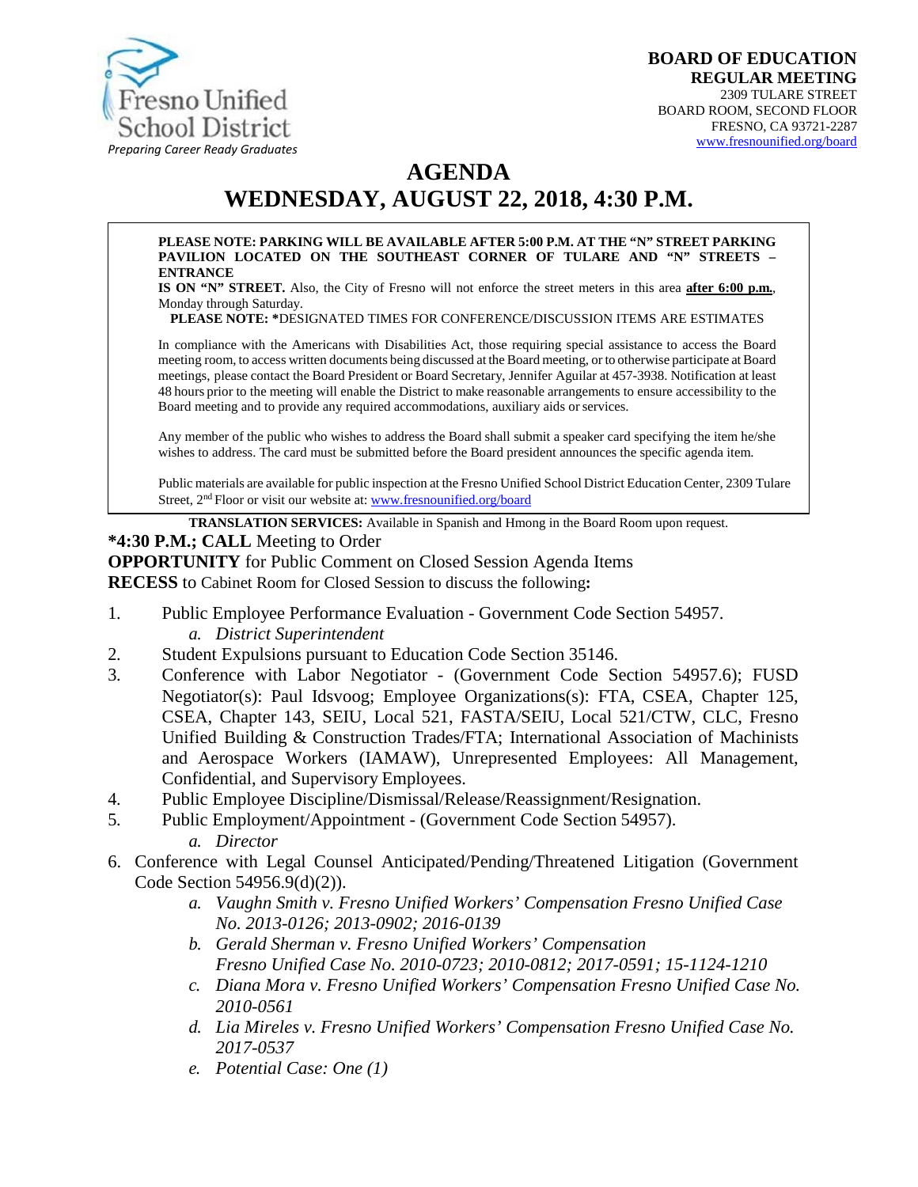Fresno Unified School District
*Preparing Career Ready Graduates*

**BOARD OF EDUCATION**
**REGULAR MEETING**
2309 TULARE STREET
BOARD ROOM, SECOND FLOOR
FRESNO, CA 93721-2287
www.fresnounified.org/board

# AGENDA
# WEDNESDAY, AUGUST 22, 2018, 4:30 P.M.

**PLEASE NOTE: PARKING WILL BE AVAILABLE AFTER 5:00 P.M. AT THE "N" STREET PARKING PAVILION LOCATED ON THE SOUTHEAST CORNER OF TULARE AND "N" STREETS – ENTRANCE IS ON "N" STREET.** Also, the City of Fresno will not enforce the street meters in this area **after 6:00 p.m.**, Monday through Saturday.
**PLEASE NOTE: ***DESIGNATED TIMES FOR CONFERENCE/DISCUSSION ITEMS ARE ESTIMATES

In compliance with the Americans with Disabilities Act, those requiring special assistance to access the Board meeting room, to access written documents being discussed at the Board meeting, or to otherwise participate at Board meetings, please contact the Board President or Board Secretary, Jennifer Aguilar at 457-3938. Notification at least 48 hours prior to the meeting will enable the District to make reasonable arrangements to ensure accessibility to the Board meeting and to provide any required accommodations, auxiliary aids or services.

Any member of the public who wishes to address the Board shall submit a speaker card specifying the item he/she wishes to address. The card must be submitted before the Board president announces the specific agenda item.

Public materials are available for public inspection at the Fresno Unified School District Education Center, 2309 Tulare Street, 2nd Floor or visit our website at: www.fresnounified.org/board

**TRANSLATION SERVICES:** Available in Spanish and Hmong in the Board Room upon request.

***4:30 P.M.; CALL** Meeting to Order
**OPPORTUNITY** for Public Comment on Closed Session Agenda Items
**RECESS** to Cabinet Room for Closed Session to discuss the following**:**

1. Public Employee Performance Evaluation - Government Code Section 54957.
   a. *District Superintendent*
2. Student Expulsions pursuant to Education Code Section 35146.
3. Conference with Labor Negotiator - (Government Code Section 54957.6); FUSD Negotiator(s): Paul Idsvoog; Employee Organizations(s): FTA, CSEA, Chapter 125, CSEA, Chapter 143, SEIU, Local 521, FASTA/SEIU, Local 521/CTW, CLC, Fresno Unified Building & Construction Trades/FTA; International Association of Machinists and Aerospace Workers (IAMAW), Unrepresented Employees: All Management, Confidential, and Supervisory Employees.
4. Public Employee Discipline/Dismissal/Release/Reassignment/Resignation.
5. Public Employment/Appointment - (Government Code Section 54957).
   a. *Director*
6. Conference with Legal Counsel Anticipated/Pending/Threatened Litigation (Government Code Section 54956.9(d)(2)).
   a. *Vaughn Smith v. Fresno Unified Workers' Compensation Fresno Unified Case No. 2013-0126; 2013-0902; 2016-0139*
   b. *Gerald Sherman v. Fresno Unified Workers' Compensation Fresno Unified Case No. 2010-0723; 2010-0812; 2017-0591; 15-1124-1210*
   c. *Diana Mora v. Fresno Unified Workers' Compensation Fresno Unified Case No. 2010-0561*
   d. *Lia Mireles v. Fresno Unified Workers' Compensation Fresno Unified Case No. 2017-0537*
   e. *Potential Case: One (1)*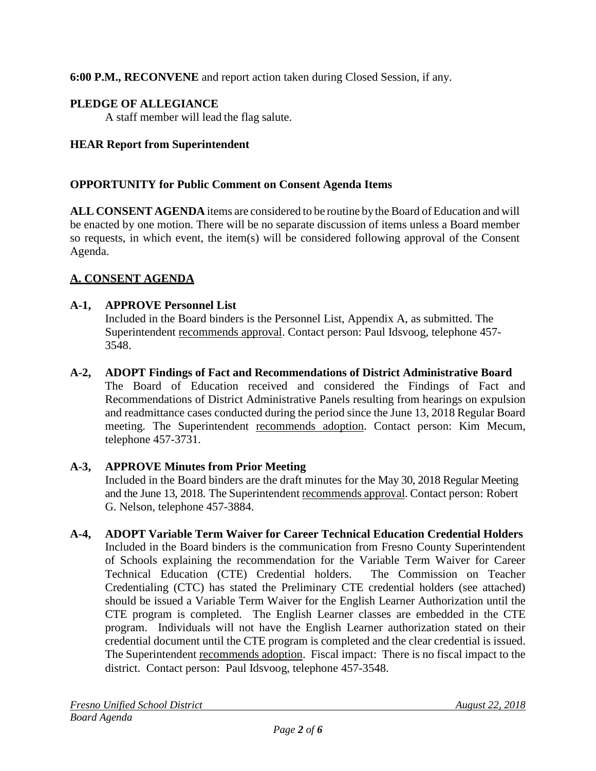**6:00 P.M., RECONVENE** and report action taken during Closed Session, if any.

**PLEDGE OF ALLEGIANCE**

A staff member will lead the flag salute.

**HEAR Report from Superintendent**

**OPPORTUNITY for Public Comment on Consent Agenda Items**

**ALL CONSENT AGENDA** items are considered to be routine by the Board of Education and will be enacted by one motion. There will be no separate discussion of items unless a Board member so requests, in which event, the item(s) will be considered following approval of the Consent Agenda.

## A. CONSENT AGENDA

**A-1, APPROVE Personnel List**

Included in the Board binders is the Personnel List, Appendix A, as submitted. The Superintendent recommends approval. Contact person: Paul Idsvoog, telephone 457-3548.

**A-2, ADOPT Findings of Fact and Recommendations of District Administrative Board**

The Board of Education received and considered the Findings of Fact and Recommendations of District Administrative Panels resulting from hearings on expulsion and readmittance cases conducted during the period since the June 13, 2018 Regular Board meeting. The Superintendent recommends adoption. Contact person: Kim Mecum, telephone 457-3731.

**A-3, APPROVE Minutes from Prior Meeting**

Included in the Board binders are the draft minutes for the May 30, 2018 Regular Meeting and the June 13, 2018. The Superintendent recommends approval. Contact person: Robert G. Nelson, telephone 457-3884.

**A-4, ADOPT Variable Term Waiver for Career Technical Education Credential Holders**

Included in the Board binders is the communication from Fresno County Superintendent of Schools explaining the recommendation for the Variable Term Waiver for Career Technical Education (CTE) Credential holders. The Commission on Teacher Credentialing (CTC) has stated the Preliminary CTE credential holders (see attached) should be issued a Variable Term Waiver for the English Learner Authorization until the CTE program is completed. The English Learner classes are embedded in the CTE program. Individuals will not have the English Learner authorization stated on their credential document until the CTE program is completed and the clear credential is issued. The Superintendent recommends adoption. Fiscal impact: There is no fiscal impact to the district. Contact person: Paul Idsvoog, telephone 457-3548.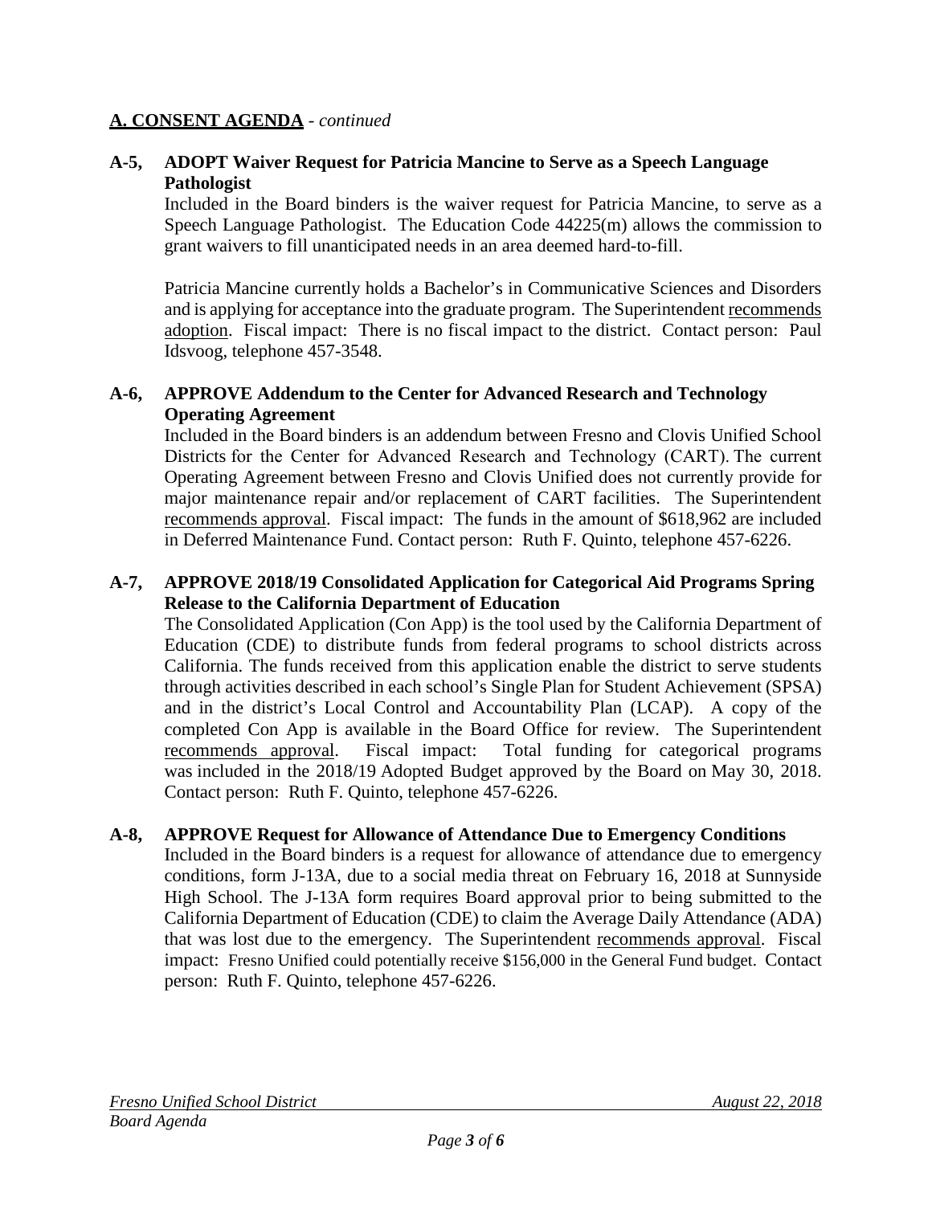## **A. CONSENT AGENDA** - *continued*

**A-5, ADOPT Waiver Request for Patricia Mancine to Serve as a Speech Language Pathologist**

Included in the Board binders is the waiver request for Patricia Mancine, to serve as a Speech Language Pathologist. The Education Code 44225(m) allows the commission to grant waivers to fill unanticipated needs in an area deemed hard-to-fill.

Patricia Mancine currently holds a Bachelor's in Communicative Sciences and Disorders and is applying for acceptance into the graduate program. The Superintendent recommends adoption. Fiscal impact: There is no fiscal impact to the district. Contact person: Paul Idsvoog, telephone 457-3548.

**A-6, APPROVE Addendum to the Center for Advanced Research and Technology Operating Agreement**

Included in the Board binders is an addendum between Fresno and Clovis Unified School Districts for the Center for Advanced Research and Technology (CART). The current Operating Agreement between Fresno and Clovis Unified does not currently provide for major maintenance repair and/or replacement of CART facilities. The Superintendent recommends approval. Fiscal impact: The funds in the amount of $618,962 are included in Deferred Maintenance Fund. Contact person: Ruth F. Quinto, telephone 457-6226.

**A-7, APPROVE 2018/19 Consolidated Application for Categorical Aid Programs Spring Release to the California Department of Education**

The Consolidated Application (Con App) is the tool used by the California Department of Education (CDE) to distribute funds from federal programs to school districts across California. The funds received from this application enable the district to serve students through activities described in each school's Single Plan for Student Achievement (SPSA) and in the district's Local Control and Accountability Plan (LCAP). A copy of the completed Con App is available in the Board Office for review. The Superintendent recommends approval. Fiscal impact: Total funding for categorical programs was included in the 2018/19 Adopted Budget approved by the Board on May 30, 2018. Contact person: Ruth F. Quinto, telephone 457-6226.

**A-8, APPROVE Request for Allowance of Attendance Due to Emergency Conditions**

Included in the Board binders is a request for allowance of attendance due to emergency conditions, form J-13A, due to a social media threat on February 16, 2018 at Sunnyside High School. The J-13A form requires Board approval prior to being submitted to the California Department of Education (CDE) to claim the Average Daily Attendance (ADA) that was lost due to the emergency. The Superintendent recommends approval. Fiscal impact: Fresno Unified could potentially receive $156,000 in the General Fund budget. Contact person: Ruth F. Quinto, telephone 457-6226.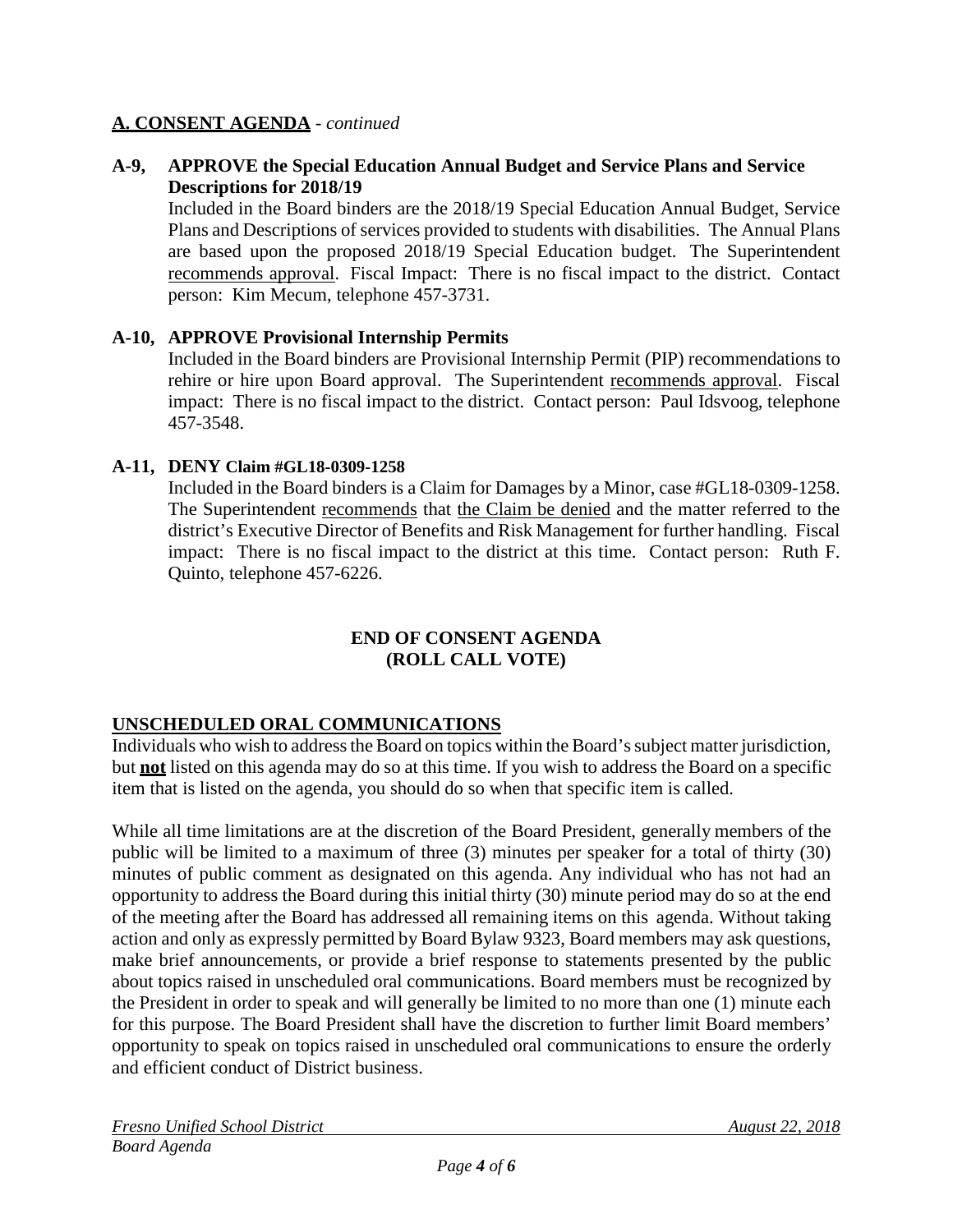## A. CONSENT AGENDA - *continued*

**A-9, APPROVE the Special Education Annual Budget and Service Plans and Service Descriptions for 2018/19**

Included in the Board binders are the 2018/19 Special Education Annual Budget, Service Plans and Descriptions of services provided to students with disabilities. The Annual Plans are based upon the proposed 2018/19 Special Education budget. The Superintendent recommends approval. Fiscal Impact: There is no fiscal impact to the district. Contact person: Kim Mecum, telephone 457-3731.

**A-10, APPROVE Provisional Internship Permits**

Included in the Board binders are Provisional Internship Permit (PIP) recommendations to rehire or hire upon Board approval. The Superintendent recommends approval. Fiscal impact: There is no fiscal impact to the district. Contact person: Paul Idsvoog, telephone 457-3548.

**A-11, DENY Claim #GL18-0309-1258**

Included in the Board binders is a Claim for Damages by a Minor, case #GL18-0309-1258. The Superintendent recommends that the Claim be denied and the matter referred to the district's Executive Director of Benefits and Risk Management for further handling. Fiscal impact: There is no fiscal impact to the district at this time. Contact person: Ruth F. Quinto, telephone 457-6226.

**END OF CONSENT AGENDA**
**(ROLL CALL VOTE)**

## UNSCHEDULED ORAL COMMUNICATIONS

Individuals who wish to address the Board on topics within the Board's subject matter jurisdiction, but **not** listed on this agenda may do so at this time. If you wish to address the Board on a specific item that is listed on the agenda, you should do so when that specific item is called.

While all time limitations are at the discretion of the Board President, generally members of the public will be limited to a maximum of three (3) minutes per speaker for a total of thirty (30) minutes of public comment as designated on this agenda. Any individual who has not had an opportunity to address the Board during this initial thirty (30) minute period may do so at the end of the meeting after the Board has addressed all remaining items on this agenda. Without taking action and only as expressly permitted by Board Bylaw 9323, Board members may ask questions, make brief announcements, or provide a brief response to statements presented by the public about topics raised in unscheduled oral communications. Board members must be recognized by the President in order to speak and will generally be limited to no more than one (1) minute each for this purpose. The Board President shall have the discretion to further limit Board members' opportunity to speak on topics raised in unscheduled oral communications to ensure the orderly and efficient conduct of District business.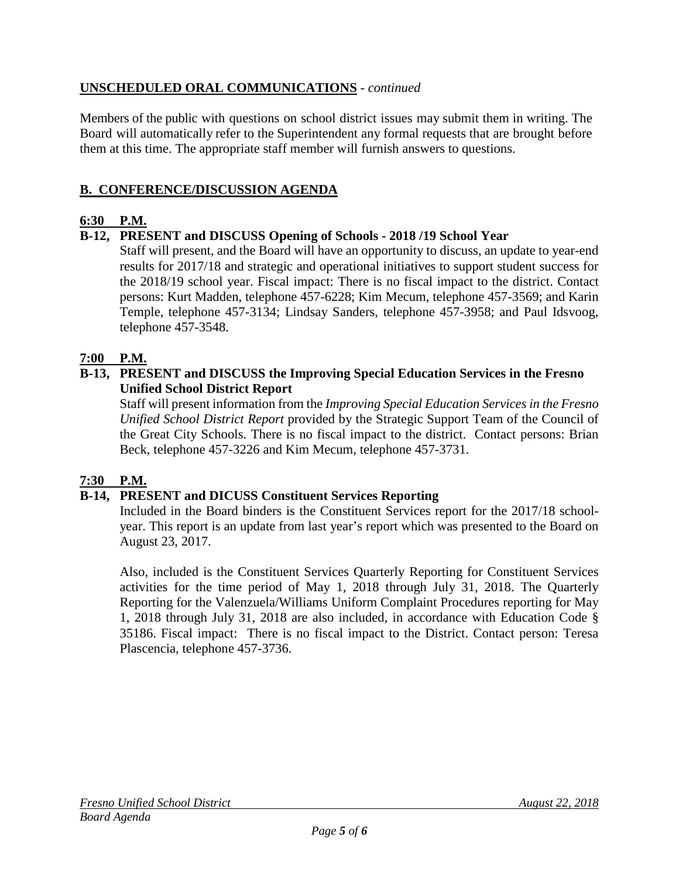**UNSCHEDULED ORAL COMMUNICATIONS** - *continued*

Members of the public with questions on school district issues may submit them in writing. The Board will automatically refer to the Superintendent any formal requests that are brought before them at this time. The appropriate staff member will furnish answers to questions.

## B. CONFERENCE/DISCUSSION AGENDA

**6:30 P.M.**

**B-12, PRESENT and DISCUSS Opening of Schools - 2018 /19 School Year**

Staff will present, and the Board will have an opportunity to discuss, an update to year-end results for 2017/18 and strategic and operational initiatives to support student success for the 2018/19 school year. Fiscal impact: There is no fiscal impact to the district. Contact persons: Kurt Madden, telephone 457-6228; Kim Mecum, telephone 457-3569; and Karin Temple, telephone 457-3134; Lindsay Sanders, telephone 457-3958; and Paul Idsvoog, telephone 457-3548.

**7:00 P.M.**

**B-13, PRESENT and DISCUSS the Improving Special Education Services in the Fresno Unified School District Report**

Staff will present information from the *Improving Special Education Services in the Fresno Unified School District Report* provided by the Strategic Support Team of the Council of the Great City Schools. There is no fiscal impact to the district. Contact persons: Brian Beck, telephone 457-3226 and Kim Mecum, telephone 457-3731.

**7:30 P.M.**

**B-14, PRESENT and DICUSS Constituent Services Reporting**

Included in the Board binders is the Constituent Services report for the 2017/18 school-year. This report is an update from last year's report which was presented to the Board on August 23, 2017.

Also, included is the Constituent Services Quarterly Reporting for Constituent Services activities for the time period of May 1, 2018 through July 31, 2018. The Quarterly Reporting for the Valenzuela/Williams Uniform Complaint Procedures reporting for May 1, 2018 through July 31, 2018 are also included, in accordance with Education Code § 35186. Fiscal impact: There is no fiscal impact to the District. Contact person: Teresa Plascencia, telephone 457-3736.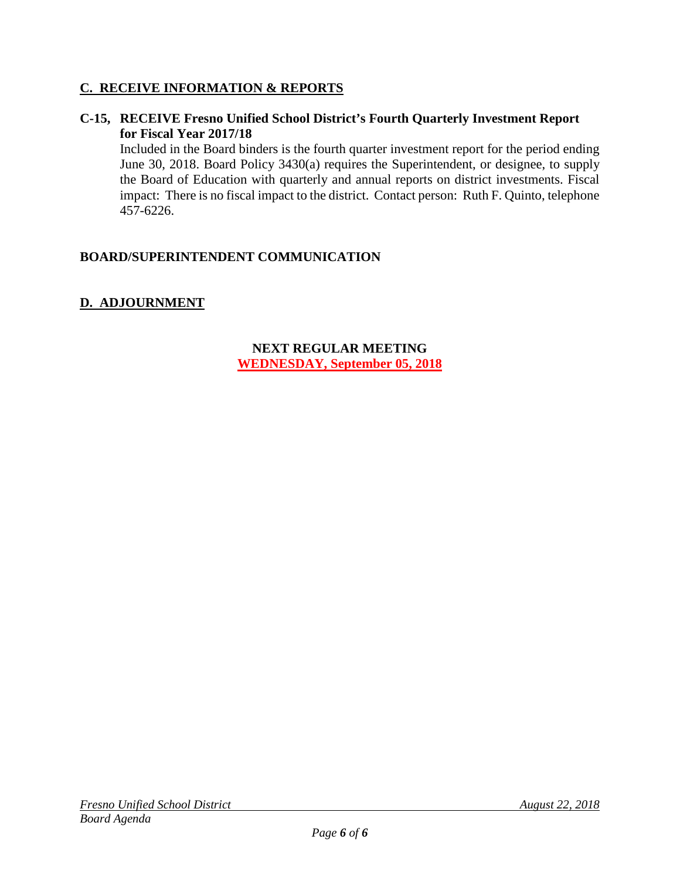## C. RECEIVE INFORMATION & REPORTS

**C-15, RECEIVE Fresno Unified School District's Fourth Quarterly Investment Report for Fiscal Year 2017/18**

Included in the Board binders is the fourth quarter investment report for the period ending June 30, 2018. Board Policy 3430(a) requires the Superintendent, or designee, to supply the Board of Education with quarterly and annual reports on district investments. Fiscal impact: There is no fiscal impact to the district. Contact person: Ruth F. Quinto, telephone 457-6226.

## BOARD/SUPERINTENDENT COMMUNICATION

## D. ADJOURNMENT

**NEXT REGULAR MEETING**
**WEDNESDAY, September 05, 2018**